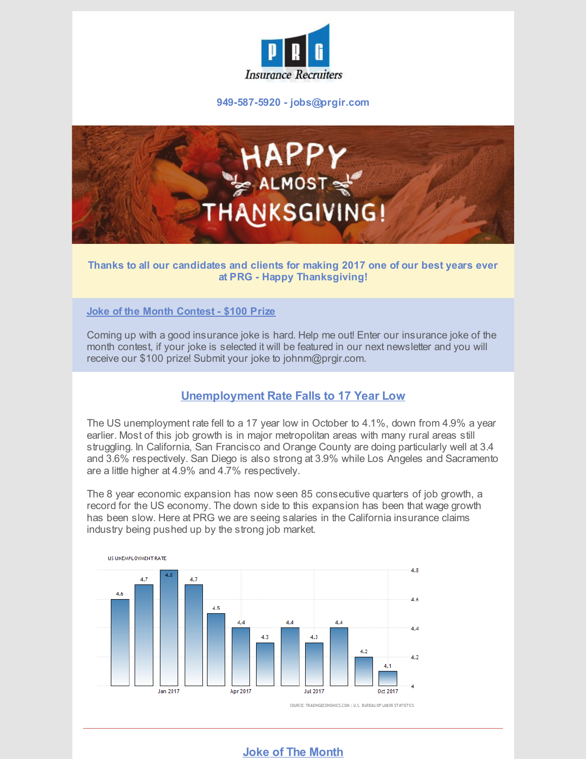PRG Insurance Recruiters

**949-587-5920 - jobs@prgir.com**

HAPPY ALMOST THANKSGIVING!

**Thanks to all our candidates and clients for making 2017 one of our best years ever at PRG - Happy Thanksgiving!**

## Joke of the Month Contest - $100 Prize

Coming up with a good insurance joke is hard. Help me out! Enter our insurance joke of the month contest, if your joke is selected it will be featured in our next newsletter and you will receive our $100 prize! Submit your joke to johnm@prgir.com.

## Unemployment Rate Falls to 17 Year Low

The US unemployment rate fell to a 17 year low in October to 4.1%, down from 4.9% a year earlier. Most of this job growth is in major metropolitan areas with many rural areas still struggling. In California, San Francisco and Orange County are doing particularly well at 3.4 and 3.6% respectively. San Diego is also strong at 3.9% while Los Angeles and Sacramento are a little higher at 4.9% and 4.7% respectively.

The 8 year economic expansion has now seen 85 consecutive quarters of job growth, a record for the US economy. The down side to this expansion has been that wage growth has been slow. Here at PRG we are seeing salaries in the California insurance claims industry being pushed up by the strong job market.

US UNEMPLOYMENT RATE

| Month | Rate |
|---|---|
| Nov 2016 | 4.6 |
| Dec 2016 | 4.7 |
| Jan 2017 | 4.8 |
| Feb 2017 | 4.7 |
| Mar 2017 | 4.5 |
| Apr 2017 | 4.4 |
| May 2017 | 4.3 |
| Jun 2017 | 4.4 |
| Jul 2017 | 4.3 |
| Aug 2017 | 4.4 |
| Sep 2017 | 4.2 |
| Oct 2017 | 4.1 |

SOURCE: TRADINGECONOMICS.COM | U.S. BUREAU OF LABOR STATISTICS

## Joke of The Month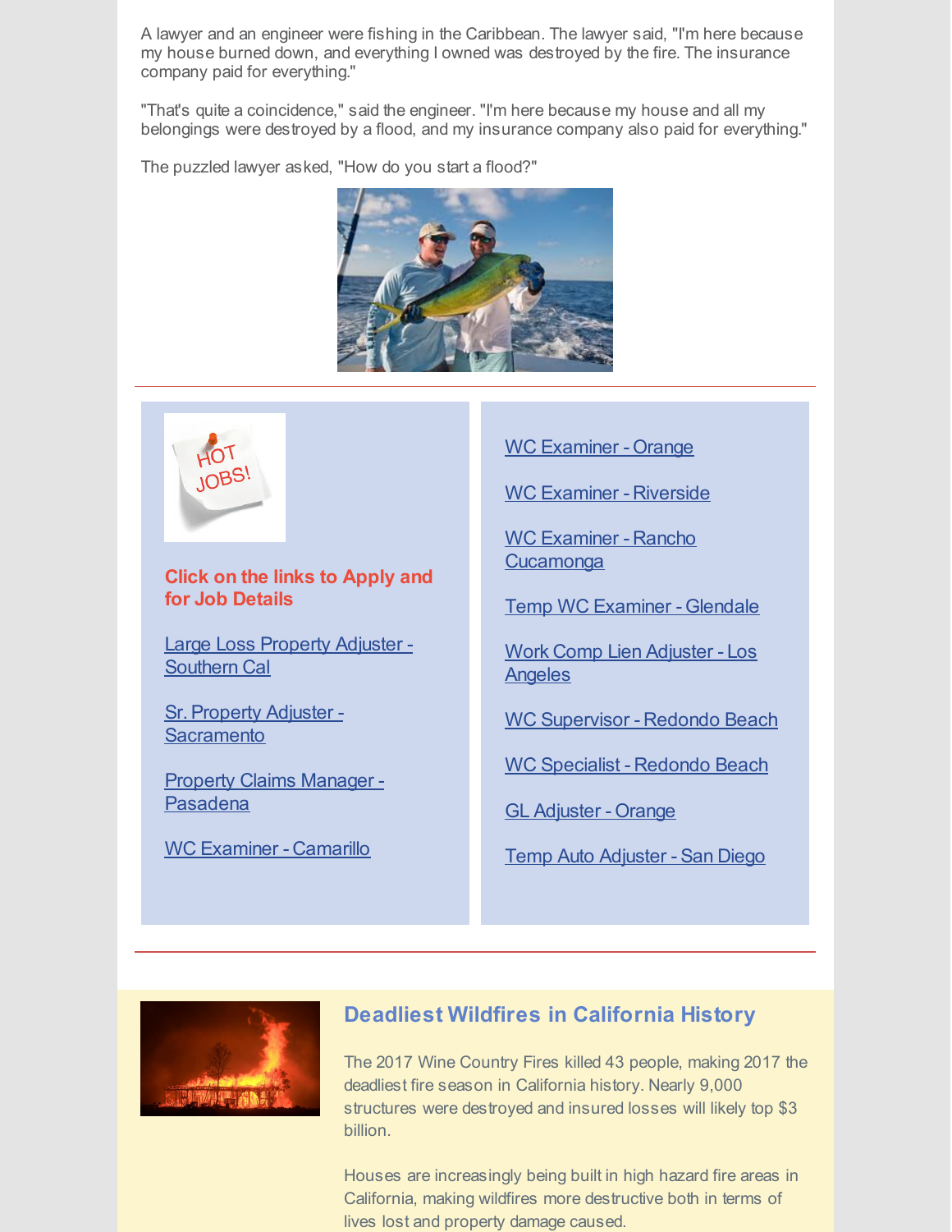A lawyer and an engineer were fishing in the Caribbean. The lawyer said, "I'm here because my house burned down, and everything I owned was destroyed by the fire. The insurance company paid for everything."

"That's quite a coincidence," said the engineer. "I'm here because my house and all my belongings were destroyed by a flood, and my insurance company also paid for everything."

The puzzled lawyer asked, "How do you start a flood?"

---

HOT JOBS!

**Click on the links to Apply and for Job Details**

- Large Loss Property Adjuster - Southern Cal
- Sr. Property Adjuster - Sacramento
- Property Claims Manager - Pasadena
- WC Examiner - Camarillo
- WC Examiner - Orange
- WC Examiner - Riverside
- WC Examiner - Rancho Cucamonga
- Temp WC Examiner - Glendale
- Work Comp Lien Adjuster - Los Angeles
- WC Supervisor - Redondo Beach
- WC Specialist - Redondo Beach
- GL Adjuster - Orange
- Temp Auto Adjuster - San Diego

---

## Deadliest Wildfires in California History

The 2017 Wine Country Fires killed 43 people, making 2017 the deadliest fire season in California history. Nearly 9,000 structures were destroyed and insured losses will likely top $3 billion.

Houses are increasingly being built in high hazard fire areas in California, making wildfires more destructive both in terms of lives lost and property damage caused.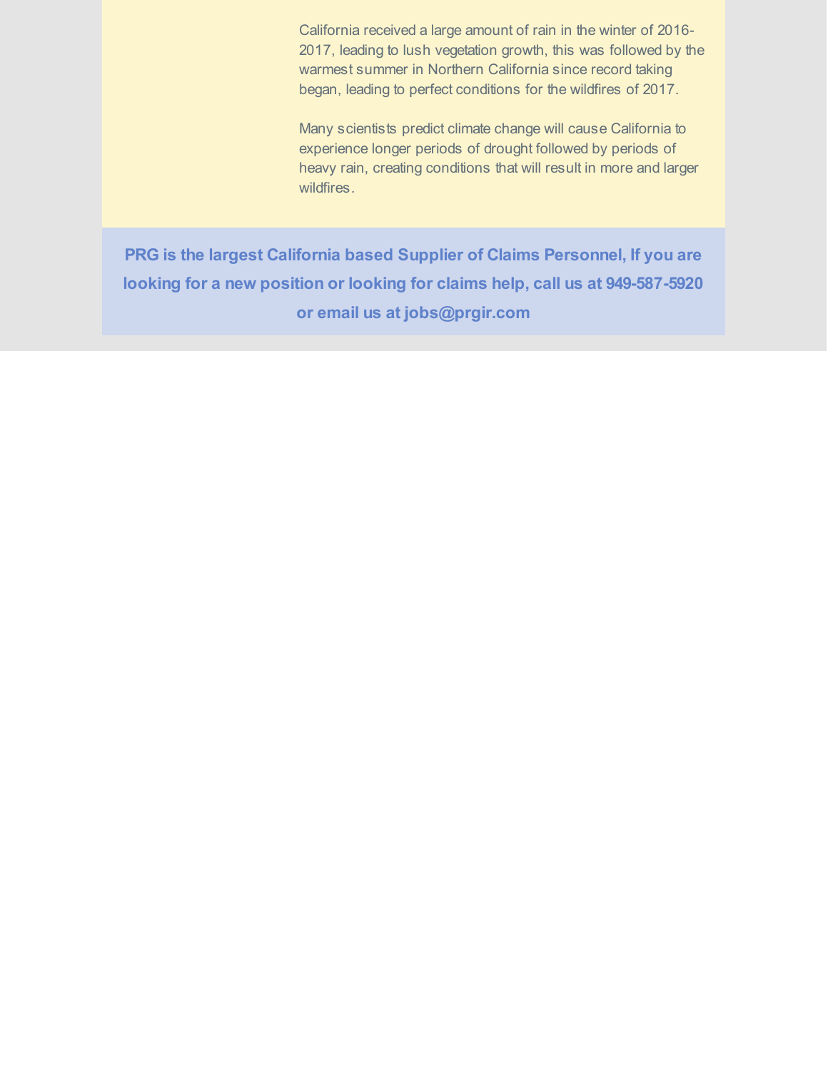California received a large amount of rain in the winter of 2016-2017, leading to lush vegetation growth, this was followed by the warmest summer in Northern California since record taking began, leading to perfect conditions for the wildfires of 2017.

Many scientists predict climate change will cause California to experience longer periods of drought followed by periods of heavy rain, creating conditions that will result in more and larger wildfires.

**PRG is the largest California based Supplier of Claims Personnel, If you are looking for a new position or looking for claims help, call us at 949-587-5920 or email us at jobs@prgir.com**